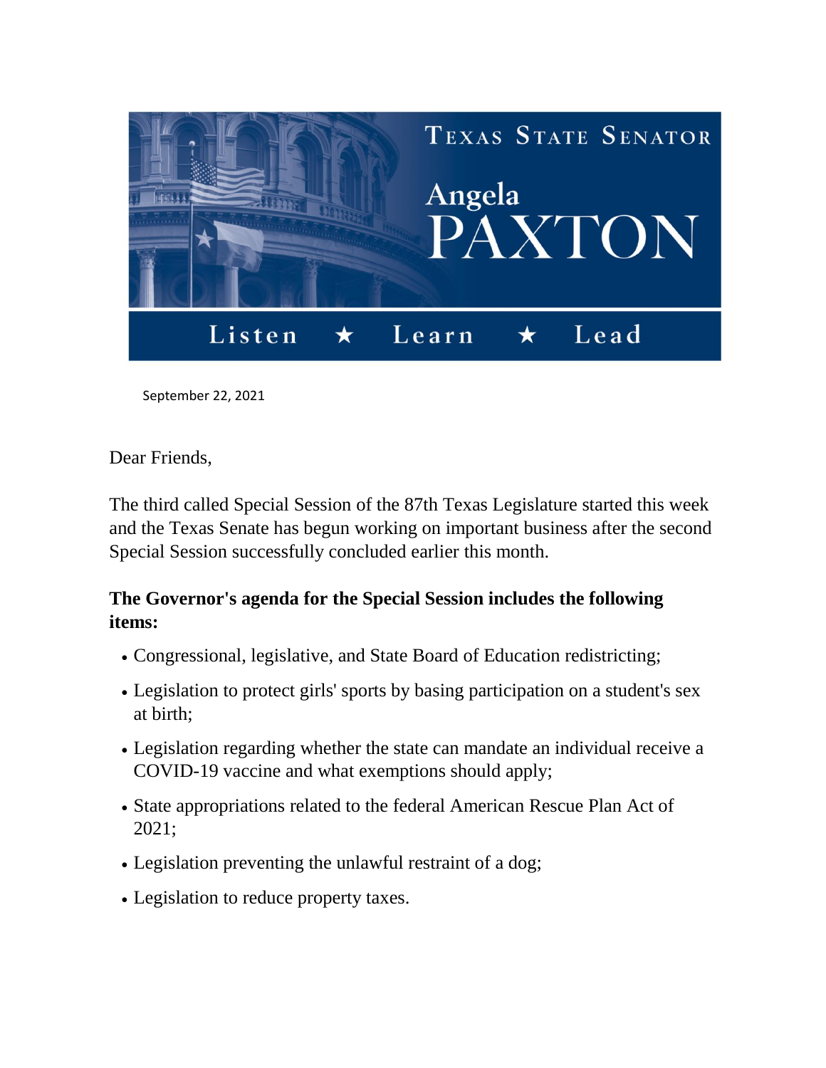Texas State Senator

Angela PAXTON

Listen ★ Learn ★ Lead

September 22, 2021

Dear Friends,

The third called Special Session of the 87th Texas Legislature started this week and the Texas Senate has begun working on important business after the second Special Session successfully concluded earlier this month.

**The Governor's agenda for the Special Session includes the following items:**

- Congressional, legislative, and State Board of Education redistricting;
- Legislation to protect girls' sports by basing participation on a student's sex at birth;
- Legislation regarding whether the state can mandate an individual receive a COVID-19 vaccine and what exemptions should apply;
- State appropriations related to the federal American Rescue Plan Act of 2021;
- Legislation preventing the unlawful restraint of a dog;
- Legislation to reduce property taxes.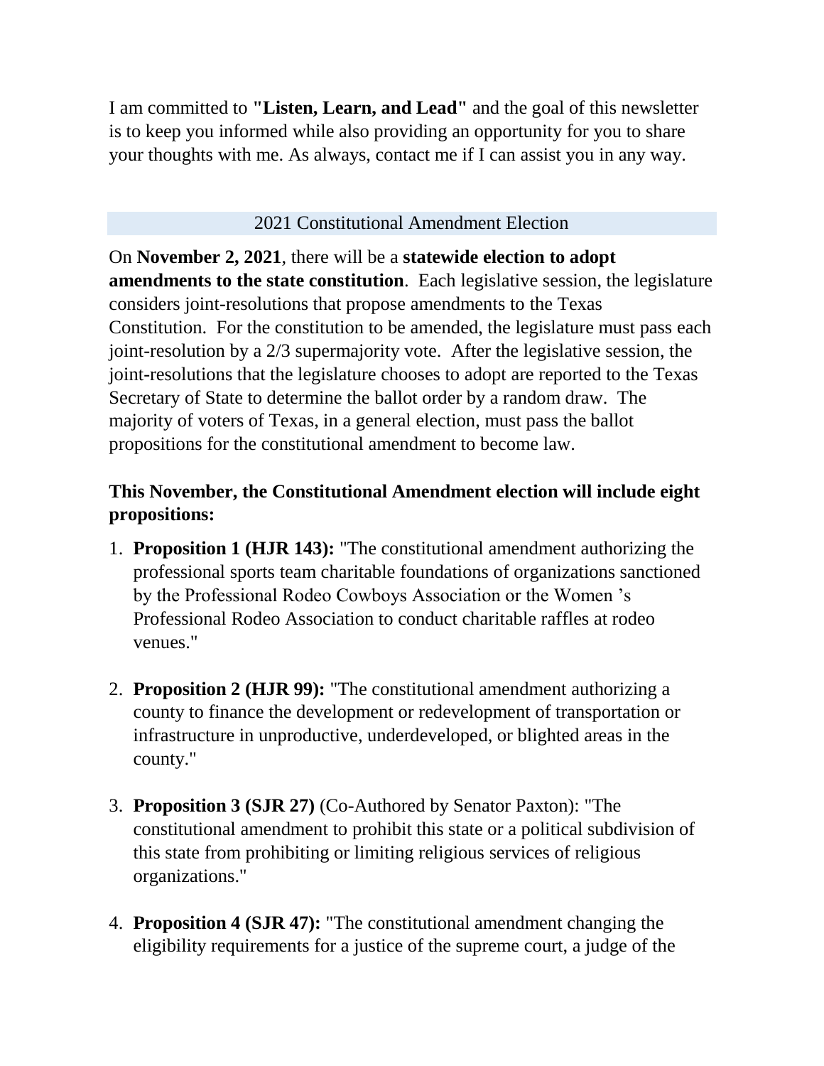I am committed to **"Listen, Learn, and Lead"** and the goal of this newsletter is to keep you informed while also providing an opportunity for you to share your thoughts with me. As always, contact me if I can assist you in any way.

## 2021 Constitutional Amendment Election

On **November 2, 2021**, there will be a **statewide election to adopt amendments to the state constitution**. Each legislative session, the legislature considers joint-resolutions that propose amendments to the Texas Constitution. For the constitution to be amended, the legislature must pass each joint-resolution by a 2/3 supermajority vote. After the legislative session, the joint-resolutions that the legislature chooses to adopt are reported to the Texas Secretary of State to determine the ballot order by a random draw. The majority of voters of Texas, in a general election, must pass the ballot propositions for the constitutional amendment to become law.

**This November, the Constitutional Amendment election will include eight propositions:**

1. **Proposition 1 (HJR 143):** "The constitutional amendment authorizing the professional sports team charitable foundations of organizations sanctioned by the Professional Rodeo Cowboys Association or the Women's Professional Rodeo Association to conduct charitable raffles at rodeo venues."

2. **Proposition 2 (HJR 99):** "The constitutional amendment authorizing a county to finance the development or redevelopment of transportation or infrastructure in unproductive, underdeveloped, or blighted areas in the county."

3. **Proposition 3 (SJR 27)** (Co-Authored by Senator Paxton): "The constitutional amendment to prohibit this state or a political subdivision of this state from prohibiting or limiting religious services of religious organizations."

4. **Proposition 4 (SJR 47):** "The constitutional amendment changing the eligibility requirements for a justice of the supreme court, a judge of the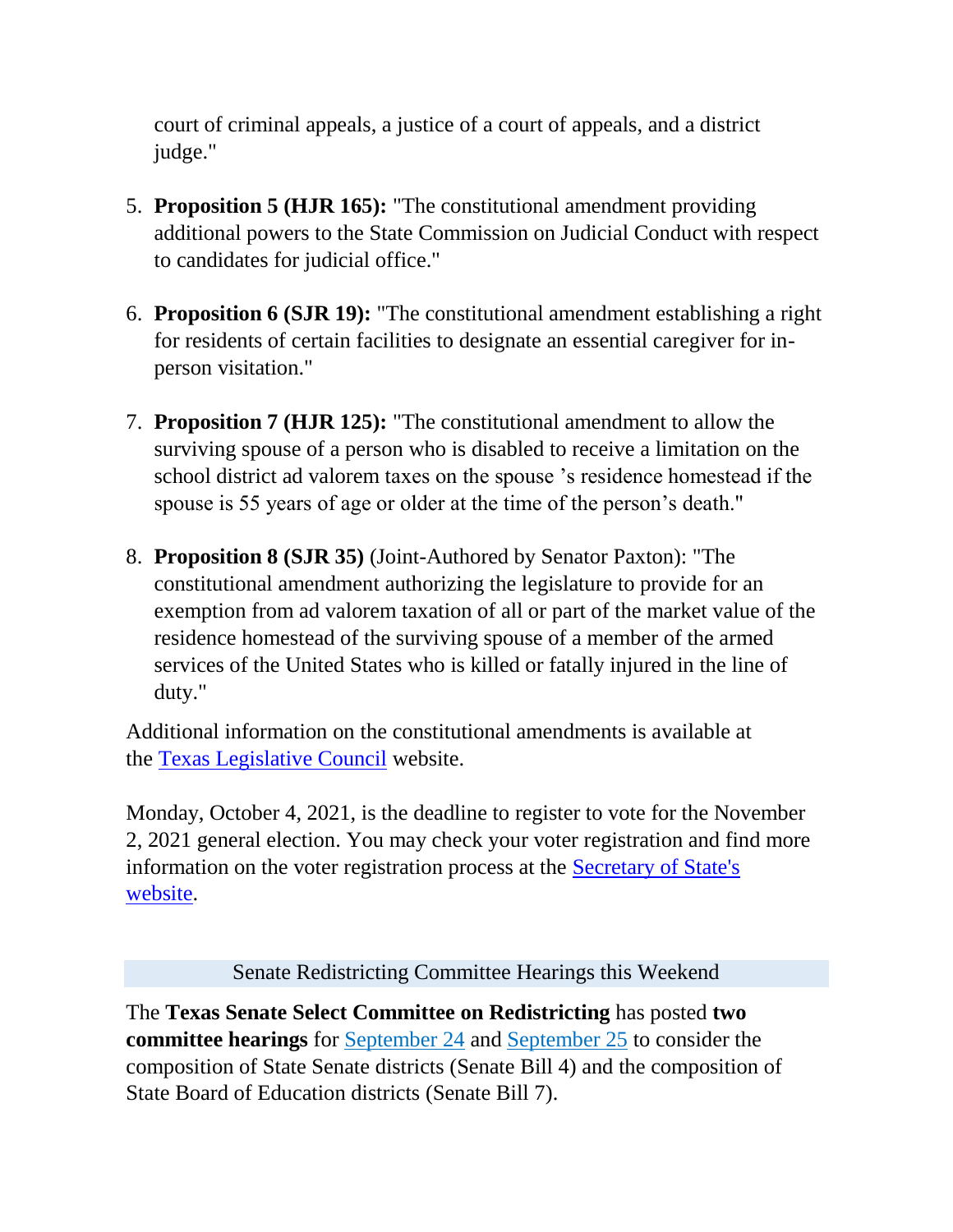court of criminal appeals, a justice of a court of appeals, and a district judge."

5. **Proposition 5 (HJR 165):** "The constitutional amendment providing additional powers to the State Commission on Judicial Conduct with respect to candidates for judicial office."

6. **Proposition 6 (SJR 19):** "The constitutional amendment establishing a right for residents of certain facilities to designate an essential caregiver for in-person visitation."

7. **Proposition 7 (HJR 125):** "The constitutional amendment to allow the surviving spouse of a person who is disabled to receive a limitation on the school district ad valorem taxes on the spouse 's residence homestead if the spouse is 55 years of age or older at the time of the person's death."

8. **Proposition 8 (SJR 35)** (Joint-Authored by Senator Paxton): "The constitutional amendment authorizing the legislature to provide for an exemption from ad valorem taxation of all or part of the market value of the residence homestead of the surviving spouse of a member of the armed services of the United States who is killed or fatally injured in the line of duty."

Additional information on the constitutional amendments is available at the Texas Legislative Council website.

Monday, October 4, 2021, is the deadline to register to vote for the November 2, 2021 general election. You may check your voter registration and find more information on the voter registration process at the Secretary of State's website.

## Senate Redistricting Committee Hearings this Weekend

The **Texas Senate Select Committee on Redistricting** has posted **two committee hearings** for September 24 and September 25 to consider the composition of State Senate districts (Senate Bill 4) and the composition of State Board of Education districts (Senate Bill 7).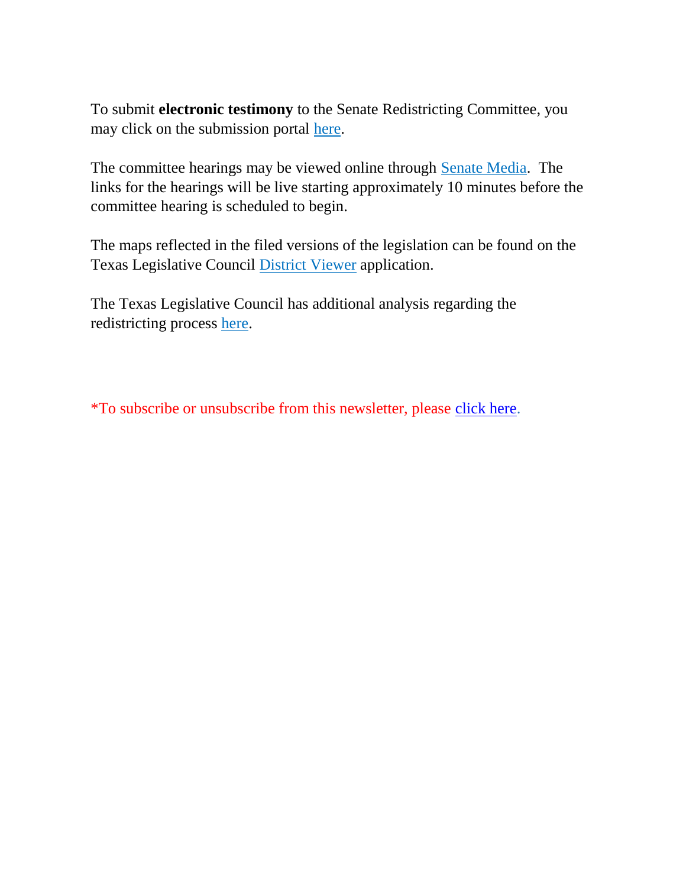To submit **electronic testimony** to the Senate Redistricting Committee, you may click on the submission portal here.

The committee hearings may be viewed online through Senate Media. The links for the hearings will be live starting approximately 10 minutes before the committee hearing is scheduled to begin.

The maps reflected in the filed versions of the legislation can be found on the Texas Legislative Council District Viewer application.

The Texas Legislative Council has additional analysis regarding the redistricting process here.

*To subscribe or unsubscribe from this newsletter, please click here.